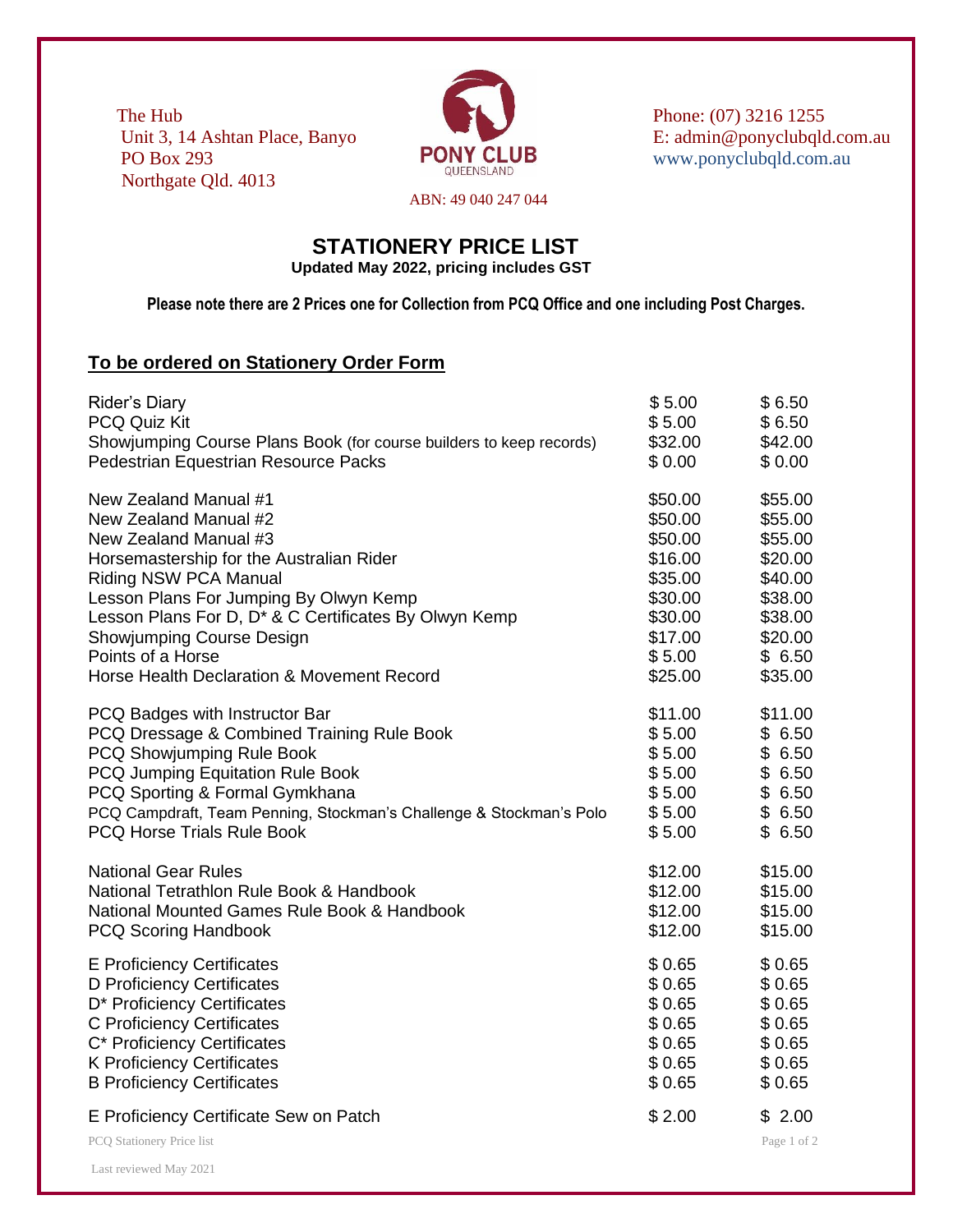The Hub
Unit 3, 14 Ashtan Place, Banyo
PO Box 293
Northgate Qld. 4013

PONY CLUB
QUEENSLAND

ABN: 49 040 247 044

Phone: (07) 3216 1255
E: admin@ponyclubqld.com.au
www.ponyclubqld.com.au

# STATIONERY PRICE LIST

**Updated May 2022, pricing includes GST**

**Please note there are 2 Prices one for Collection from PCQ Office and one including Post Charges.**

## To be ordered on Stationery Order Form

| Item | Collection | Posted |
|---|---|---|
| Rider's Diary | $ 5.00 | $ 6.50 |
| PCQ Quiz Kit | $ 5.00 | $ 6.50 |
| Showjumping Course Plans Book (for course builders to keep records) | $32.00 | $42.00 |
| Pedestrian Equestrian Resource Packs | $ 0.00 | $ 0.00 |
| New Zealand Manual #1 | $50.00 | $55.00 |
| New Zealand Manual #2 | $50.00 | $55.00 |
| New Zealand Manual #3 | $50.00 | $55.00 |
| Horsemastership for the Australian Rider | $16.00 | $20.00 |
| Riding NSW PCA Manual | $35.00 | $40.00 |
| Lesson Plans For Jumping By Olwyn Kemp | $30.00 | $38.00 |
| Lesson Plans For D, D* & C Certificates By Olwyn Kemp | $30.00 | $38.00 |
| Showjumping Course Design | $17.00 | $20.00 |
| Points of a Horse | $ 5.00 | $ 6.50 |
| Horse Health Declaration & Movement Record | $25.00 | $35.00 |
| PCQ Badges with Instructor Bar | $11.00 | $11.00 |
| PCQ Dressage & Combined Training Rule Book | $ 5.00 | $ 6.50 |
| PCQ Showjumping Rule Book | $ 5.00 | $ 6.50 |
| PCQ Jumping Equitation Rule Book | $ 5.00 | $ 6.50 |
| PCQ Sporting & Formal Gymkhana | $ 5.00 | $ 6.50 |
| PCQ Campdraft, Team Penning, Stockman's Challenge & Stockman's Polo | $ 5.00 | $ 6.50 |
| PCQ Horse Trials Rule Book | $ 5.00 | $ 6.50 |
| National Gear Rules | $12.00 | $15.00 |
| National Tetrathlon Rule Book & Handbook | $12.00 | $15.00 |
| National Mounted Games Rule Book & Handbook | $12.00 | $15.00 |
| PCQ Scoring Handbook | $12.00 | $15.00 |
| E Proficiency Certificates | $ 0.65 | $ 0.65 |
| D Proficiency Certificates | $ 0.65 | $ 0.65 |
| D* Proficiency Certificates | $ 0.65 | $ 0.65 |
| C Proficiency Certificates | $ 0.65 | $ 0.65 |
| C* Proficiency Certificates | $ 0.65 | $ 0.65 |
| K Proficiency Certificates | $ 0.65 | $ 0.65 |
| B Proficiency Certificates | $ 0.65 | $ 0.65 |
| E Proficiency Certificate Sew on Patch | $ 2.00 | $ 2.00 |

Last reviewed May 2021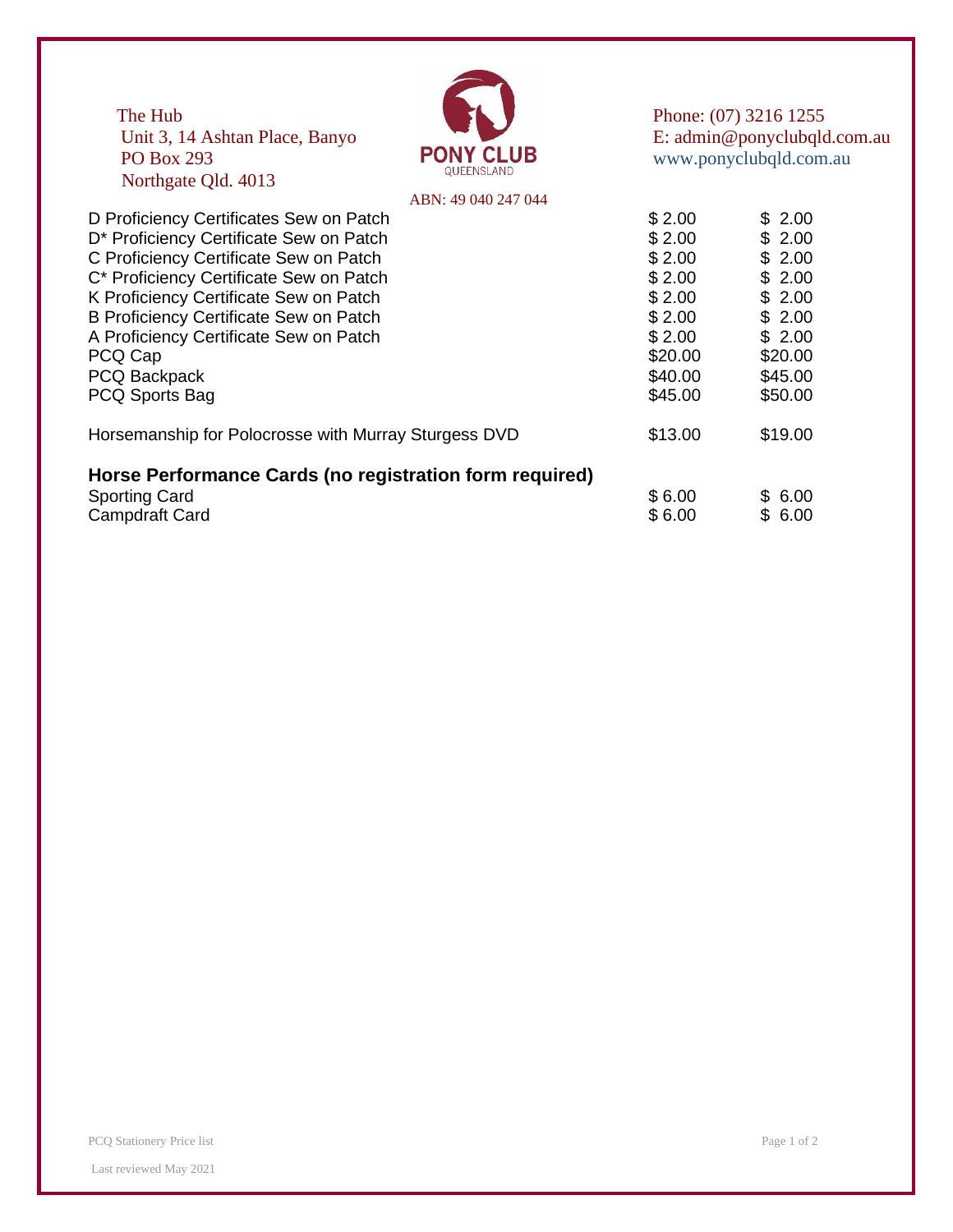The Hub
Unit 3, 14 Ashtan Place, Banyo
PO Box 293
Northgate Qld. 4013

PONY CLUB
QUEENSLAND

Phone: (07) 3216 1255
E: admin@ponyclubqld.com.au
www.ponyclubqld.com.au

ABN: 49 040 247 044

| | | |
|---|---|---|
| D Proficiency Certificates Sew on Patch | $ 2.00 | $ 2.00 |
| D* Proficiency Certificate Sew on Patch | $ 2.00 | $ 2.00 |
| C Proficiency Certificate Sew on Patch | $ 2.00 | $ 2.00 |
| C* Proficiency Certificate Sew on Patch | $ 2.00 | $ 2.00 |
| K Proficiency Certificate Sew on Patch | $ 2.00 | $ 2.00 |
| B Proficiency Certificate Sew on Patch | $ 2.00 | $ 2.00 |
| A Proficiency Certificate Sew on Patch | $ 2.00 | $ 2.00 |
| PCQ Cap | $20.00 | $20.00 |
| PCQ Backpack | $40.00 | $45.00 |
| PCQ Sports Bag | $45.00 | $50.00 |
| Horsemanship for Polocrosse with Murray Sturgess DVD | $13.00 | $19.00 |

### Horse Performance Cards (no registration form required)

| | | |
|---|---|---|
| Sporting Card | $ 6.00 | $ 6.00 |
| Campdraft Card | $ 6.00 | $ 6.00 |

PCQ Stationery Price list

Last reviewed May 2021